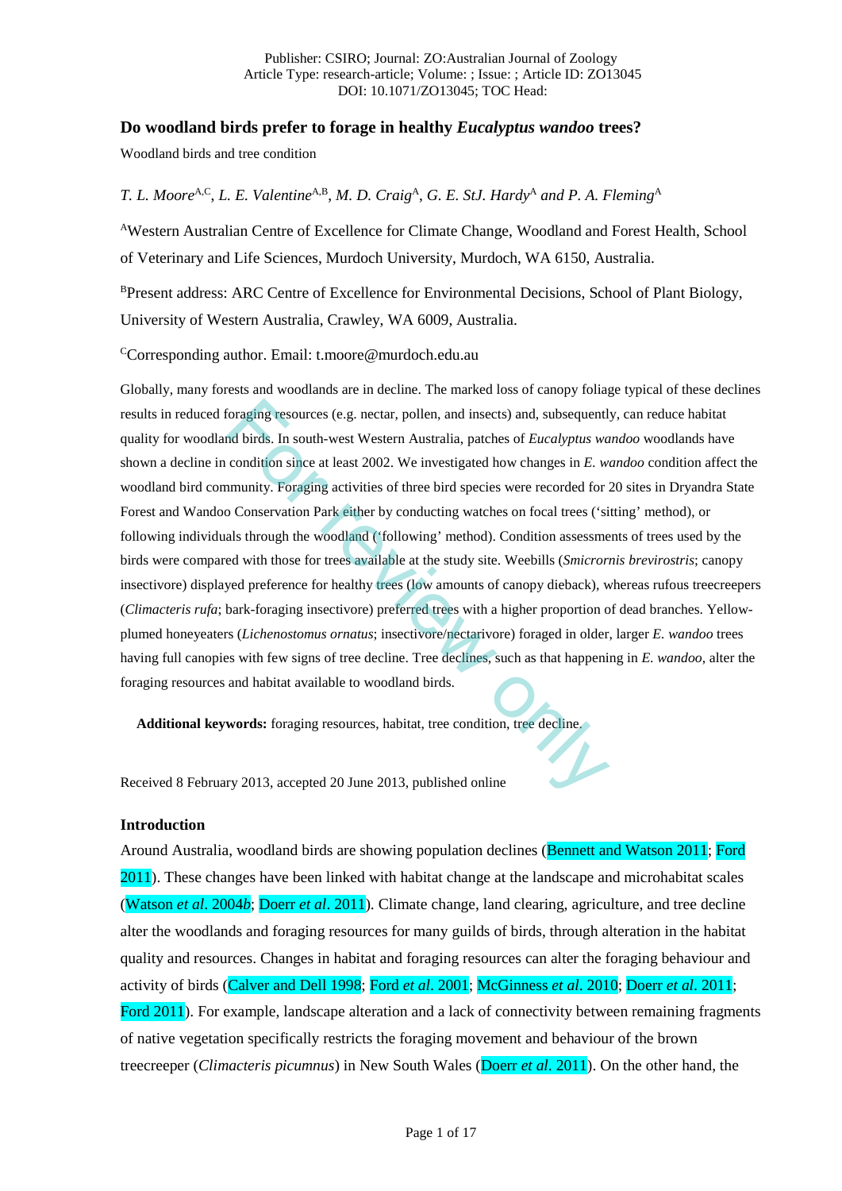Publisher: CSIRO; Journal: ZO:Australian Journal of Zoology
Article Type: research-article; Volume: ; Issue: ; Article ID: ZO13045
DOI: 10.1071/ZO13045; TOC Head:

# Do woodland birds prefer to forage in healthy *Eucalyptus wandoo* trees?

Woodland birds and tree condition

*T. L. Moore*[A,C], *L. E. Valentine*[A,B], *M. D. Craig*[A], *G. E. StJ. Hardy*[A] *and P. A. Fleming*[A]

[A]Western Australian Centre of Excellence for Climate Change, Woodland and Forest Health, School of Veterinary and Life Sciences, Murdoch University, Murdoch, WA 6150, Australia.

[B]Present address: ARC Centre of Excellence for Environmental Decisions, School of Plant Biology, University of Western Australia, Crawley, WA 6009, Australia.

[C]Corresponding author. Email: t.moore@murdoch.edu.au

Globally, many forests and woodlands are in decline. The marked loss of canopy foliage typical of these declines results in reduced foraging resources (e.g. nectar, pollen, and insects) and, subsequently, can reduce habitat quality for woodland birds. In south-west Western Australia, patches of *Eucalyptus wandoo* woodlands have shown a decline in condition since at least 2002. We investigated how changes in *E. wandoo* condition affect the woodland bird community. Foraging activities of three bird species were recorded for 20 sites in Dryandra State Forest and Wandoo Conservation Park either by conducting watches on focal trees ('sitting' method), or following individuals through the woodland ('following' method). Condition assessments of trees used by the birds were compared with those for trees available at the study site. Weebills (*Smicrornis brevirostris*; canopy insectivore) displayed preference for healthy trees (low amounts of canopy dieback), whereas rufous treecreepers (*Climacteris rufa*; bark-foraging insectivore) preferred trees with a higher proportion of dead branches. Yellow-plumed honeyeaters (*Lichenostomus ornatus*; insectivore/nectarivore) foraged in older, larger *E. wandoo* trees having full canopies with few signs of tree decline. Tree declines, such as that happening in *E. wandoo*, alter the foraging resources and habitat available to woodland birds.

**Additional keywords:** foraging resources, habitat, tree condition, tree decline.

Received 8 February 2013, accepted 20 June 2013, published online

## Introduction

Around Australia, woodland birds are showing population declines (Bennett and Watson 2011; Ford 2011). These changes have been linked with habitat change at the landscape and microhabitat scales (Watson *et al*. 2004*b*; Doerr *et al*. 2011). Climate change, land clearing, agriculture, and tree decline alter the woodlands and foraging resources for many guilds of birds, through alteration in the habitat quality and resources. Changes in habitat and foraging resources can alter the foraging behaviour and activity of birds (Calver and Dell 1998; Ford *et al*. 2001; McGinness *et al*. 2010; Doerr *et al*. 2011; Ford 2011). For example, landscape alteration and a lack of connectivity between remaining fragments of native vegetation specifically restricts the foraging movement and behaviour of the brown treecreeper (*Climacteris picumnus*) in New South Wales (Doerr *et al*. 2011). On the other hand, the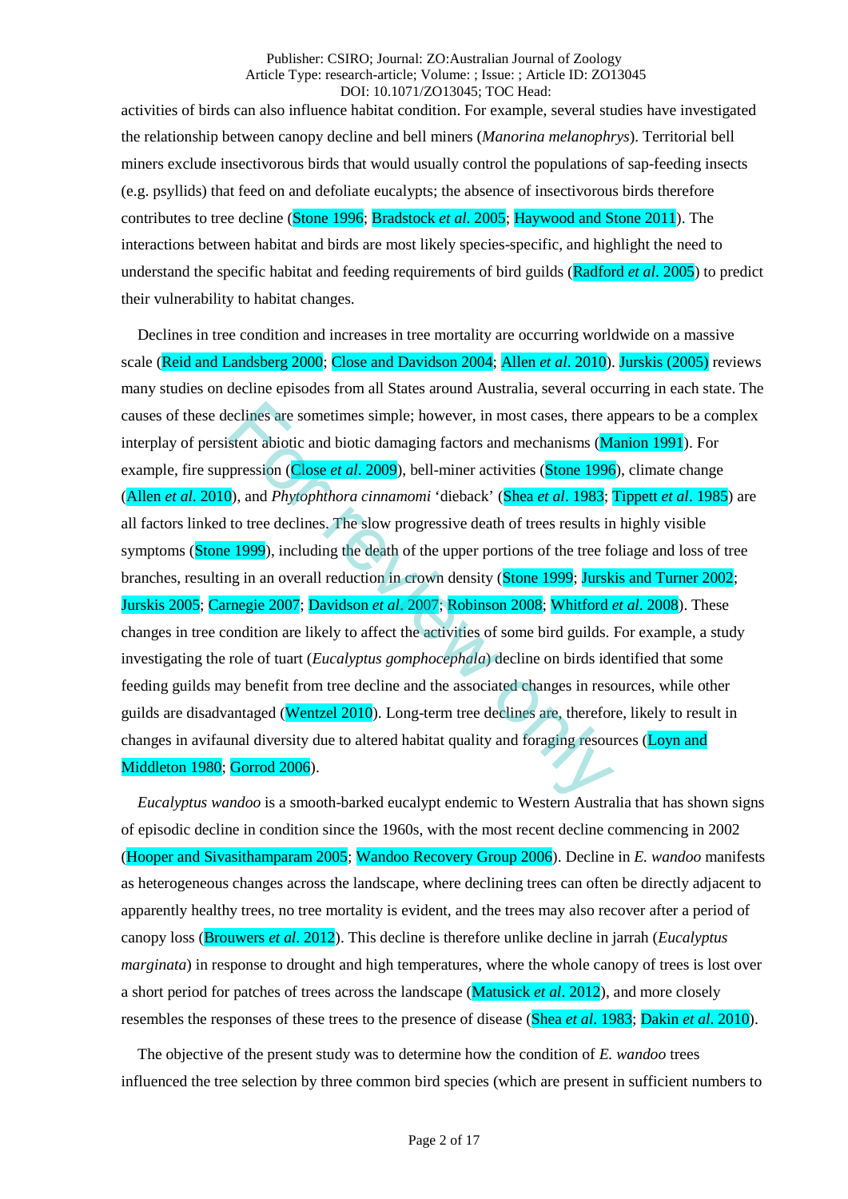activities of birds can also influence habitat condition. For example, several studies have investigated the relationship between canopy decline and bell miners (*Manorina melanophrys*). Territorial bell miners exclude insectivorous birds that would usually control the populations of sap-feeding insects (e.g. psyllids) that feed on and defoliate eucalypts; the absence of insectivorous birds therefore contributes to tree decline (Stone 1996; Bradstock *et al.* 2005; Haywood and Stone 2011). The interactions between habitat and birds are most likely species-specific, and highlight the need to understand the specific habitat and feeding requirements of bird guilds (Radford *et al*. 2005) to predict their vulnerability to habitat changes.

Declines in tree condition and increases in tree mortality are occurring worldwide on a massive scale (Reid and Landsberg 2000; Close and Davidson 2004; Allen *et al*. 2010). Jurskis (2005) reviews many studies on decline episodes from all States around Australia, several occurring in each state. The causes of these declines are sometimes simple; however, in most cases, there appears to be a complex interplay of persistent abiotic and biotic damaging factors and mechanisms (Manion 1991). For example, fire suppression (Close *et al*. 2009), bell-miner activities (Stone 1996), climate change (Allen *et al*. 2010), and *Phytophthora cinnamomi* 'dieback' (Shea *et al*. 1983; Tippett *et al*. 1985) are all factors linked to tree declines. The slow progressive death of trees results in highly visible symptoms (Stone 1999), including the death of the upper portions of the tree foliage and loss of tree branches, resulting in an overall reduction in crown density (Stone 1999; Jurskis and Turner 2002; Jurskis 2005; Carnegie 2007; Davidson *et al*. 2007; Robinson 2008; Whitford *et al*. 2008). These changes in tree condition are likely to affect the activities of some bird guilds. For example, a study investigating the role of tuart (*Eucalyptus gomphocephala*) decline on birds identified that some feeding guilds may benefit from tree decline and the associated changes in resources, while other guilds are disadvantaged (Wentzel 2010). Long-term tree declines are, therefore, likely to result in changes in avifaunal diversity due to altered habitat quality and foraging resources (Loyn and Middleton 1980; Gorrod 2006).

*Eucalyptus wandoo* is a smooth-barked eucalypt endemic to Western Australia that has shown signs of episodic decline in condition since the 1960s, with the most recent decline commencing in 2002 (Hooper and Sivasithamparam 2005; Wandoo Recovery Group 2006). Decline in *E. wandoo* manifests as heterogeneous changes across the landscape, where declining trees can often be directly adjacent to apparently healthy trees, no tree mortality is evident, and the trees may also recover after a period of canopy loss (Brouwers *et al*. 2012). This decline is therefore unlike decline in jarrah (*Eucalyptus marginata*) in response to drought and high temperatures, where the whole canopy of trees is lost over a short period for patches of trees across the landscape (Matusick *et al*. 2012), and more closely resembles the responses of these trees to the presence of disease (Shea *et al*. 1983; Dakin *et al*. 2010).

The objective of the present study was to determine how the condition of *E. wandoo* trees influenced the tree selection by three common bird species (which are present in sufficient numbers to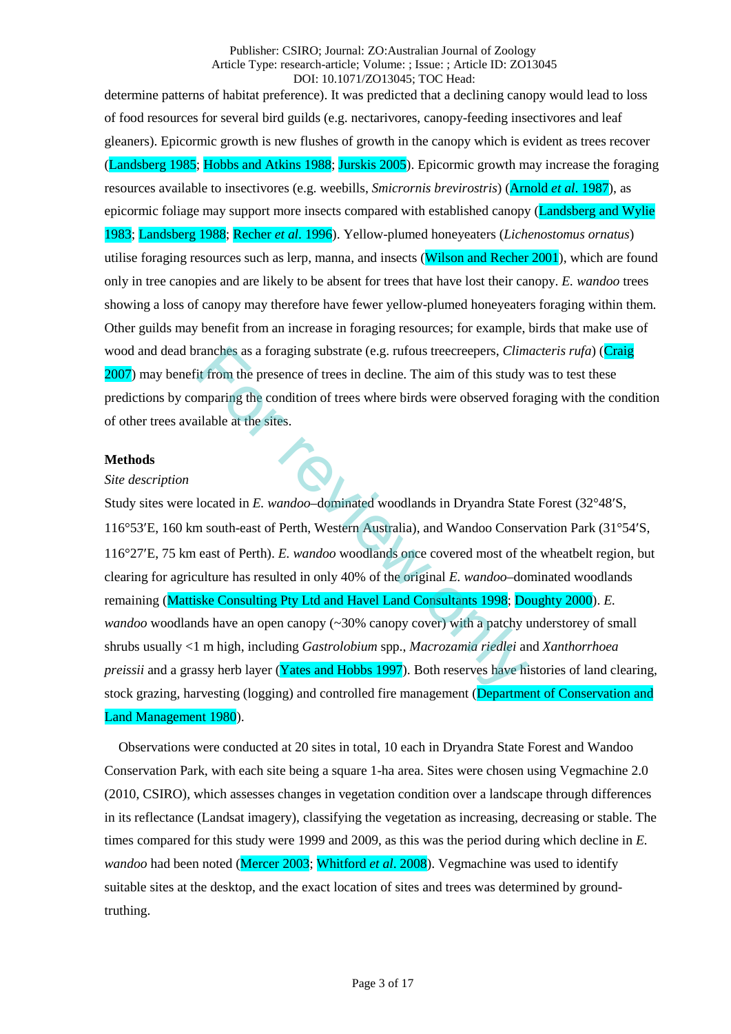determine patterns of habitat preference). It was predicted that a declining canopy would lead to loss of food resources for several bird guilds (e.g. nectarivores, canopy-feeding insectivores and leaf gleaners). Epicormic growth is new flushes of growth in the canopy which is evident as trees recover (Landsberg 1985; Hobbs and Atkins 1988; Jurskis 2005). Epicormic growth may increase the foraging resources available to insectivores (e.g. weebills, *Smicrornis brevirostris*) (Arnold *et al.* 1987), as epicormic foliage may support more insects compared with established canopy (Landsberg and Wylie 1983; Landsberg 1988; Recher *et al.* 1996). Yellow-plumed honeyeaters (*Lichenostomus ornatus*) utilise foraging resources such as lerp, manna, and insects (Wilson and Recher 2001), which are found only in tree canopies and are likely to be absent for trees that have lost their canopy. *E. wandoo* trees showing a loss of canopy may therefore have fewer yellow-plumed honeyeaters foraging within them. Other guilds may benefit from an increase in foraging resources; for example, birds that make use of wood and dead branches as a foraging substrate (e.g. rufous treecreepers, *Climacteris rufa*) (Craig 2007) may benefit from the presence of trees in decline. The aim of this study was to test these predictions by comparing the condition of trees where birds were observed foraging with the condition of other trees available at the sites.

## Methods

*Site description*

Study sites were located in *E. wandoo*–dominated woodlands in Dryandra State Forest (32°48′S, 116°53′E, 160 km south-east of Perth, Western Australia), and Wandoo Conservation Park (31°54′S, 116°27′E, 75 km east of Perth). *E. wandoo* woodlands once covered most of the wheatbelt region, but clearing for agriculture has resulted in only 40% of the original *E. wandoo*–dominated woodlands remaining (Mattiske Consulting Pty Ltd and Havel Land Consultants 1998; Doughty 2000). *E. wandoo* woodlands have an open canopy (~30% canopy cover) with a patchy understorey of small shrubs usually <1 m high, including *Gastrolobium* spp., *Macrozamia riedlei* and *Xanthorrhoea preissii* and a grassy herb layer (Yates and Hobbs 1997). Both reserves have histories of land clearing, stock grazing, harvesting (logging) and controlled fire management (Department of Conservation and Land Management 1980).

Observations were conducted at 20 sites in total, 10 each in Dryandra State Forest and Wandoo Conservation Park, with each site being a square 1-ha area. Sites were chosen using Vegmachine 2.0 (2010, CSIRO), which assesses changes in vegetation condition over a landscape through differences in its reflectance (Landsat imagery), classifying the vegetation as increasing, decreasing or stable. The times compared for this study were 1999 and 2009, as this was the period during which decline in *E. wandoo* had been noted (Mercer 2003; Whitford *et al.* 2008). Vegmachine was used to identify suitable sites at the desktop, and the exact location of sites and trees was determined by ground-truthing.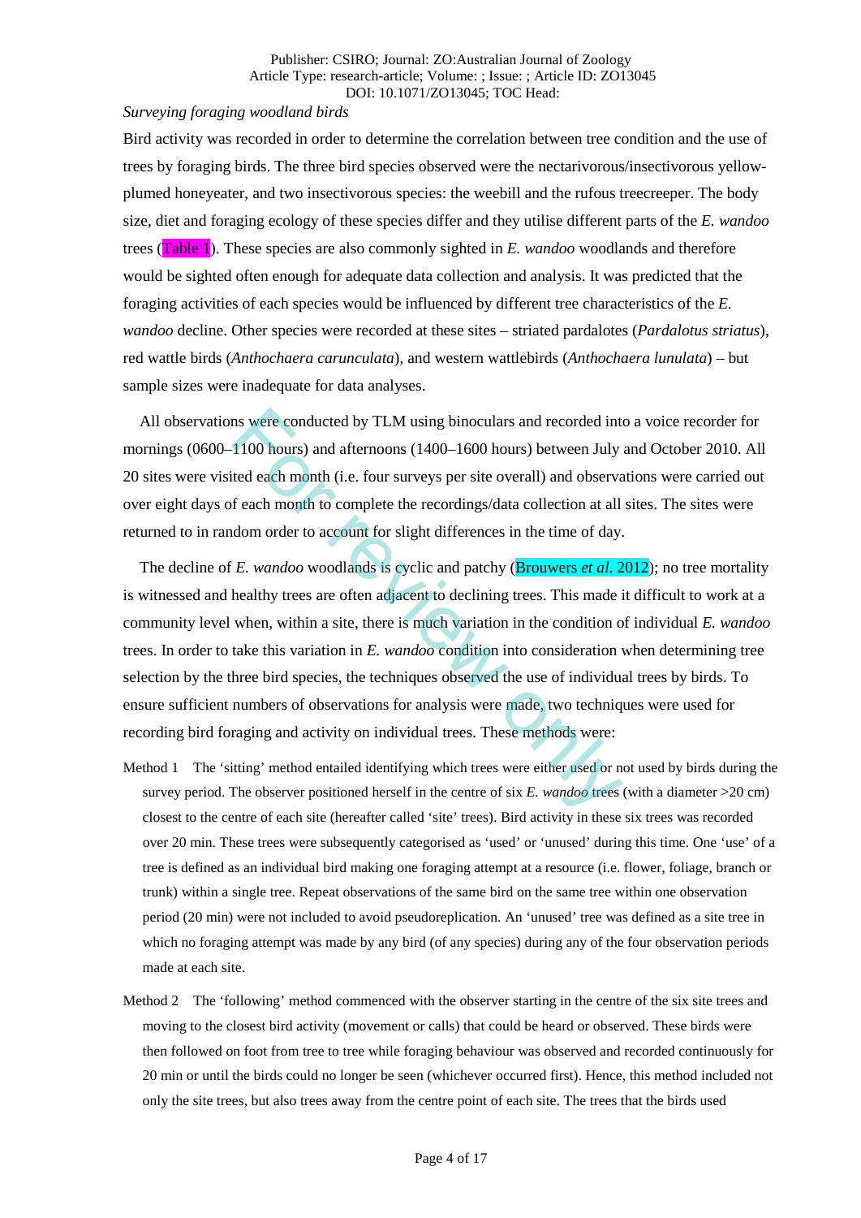*Surveying foraging woodland birds*

Bird activity was recorded in order to determine the correlation between tree condition and the use of trees by foraging birds. The three bird species observed were the nectarivorous/insectivorous yellow-plumed honeyeater, and two insectivorous species: the weebill and the rufous treecreeper. The body size, diet and foraging ecology of these species differ and they utilise different parts of the *E. wandoo* trees (Table 1). These species are also commonly sighted in *E. wandoo* woodlands and therefore would be sighted often enough for adequate data collection and analysis. It was predicted that the foraging activities of each species would be influenced by different tree characteristics of the *E. wandoo* decline. Other species were recorded at these sites – striated pardalotes (*Pardalotus striatus*), red wattle birds (*Anthochaera carunculata*), and western wattlebirds (*Anthochaera lunulata*) – but sample sizes were inadequate for data analyses.

All observations were conducted by TLM using binoculars and recorded into a voice recorder for mornings (0600–1100 hours) and afternoons (1400–1600 hours) between July and October 2010. All 20 sites were visited each month (i.e. four surveys per site overall) and observations were carried out over eight days of each month to complete the recordings/data collection at all sites. The sites were returned to in random order to account for slight differences in the time of day.

The decline of *E. wandoo* woodlands is cyclic and patchy (Brouwers *et al.* 2012); no tree mortality is witnessed and healthy trees are often adjacent to declining trees. This made it difficult to work at a community level when, within a site, there is much variation in the condition of individual *E. wandoo* trees. In order to take this variation in *E. wandoo* condition into consideration when determining tree selection by the three bird species, the techniques observed the use of individual trees by birds. To ensure sufficient numbers of observations for analysis were made, two techniques were used for recording bird foraging and activity on individual trees. These methods were:

Method 1 The 'sitting' method entailed identifying which trees were either used or not used by birds during the survey period. The observer positioned herself in the centre of six *E. wandoo* trees (with a diameter >20 cm) closest to the centre of each site (hereafter called 'site' trees). Bird activity in these six trees was recorded over 20 min. These trees were subsequently categorised as 'used' or 'unused' during this time. One 'use' of a tree is defined as an individual bird making one foraging attempt at a resource (i.e. flower, foliage, branch or trunk) within a single tree. Repeat observations of the same bird on the same tree within one observation period (20 min) were not included to avoid pseudoreplication. An 'unused' tree was defined as a site tree in which no foraging attempt was made by any bird (of any species) during any of the four observation periods made at each site.

Method 2 The 'following' method commenced with the observer starting in the centre of the six site trees and moving to the closest bird activity (movement or calls) that could be heard or observed. These birds were then followed on foot from tree to tree while foraging behaviour was observed and recorded continuously for 20 min or until the birds could no longer be seen (whichever occurred first). Hence, this method included not only the site trees, but also trees away from the centre point of each site. The trees that the birds used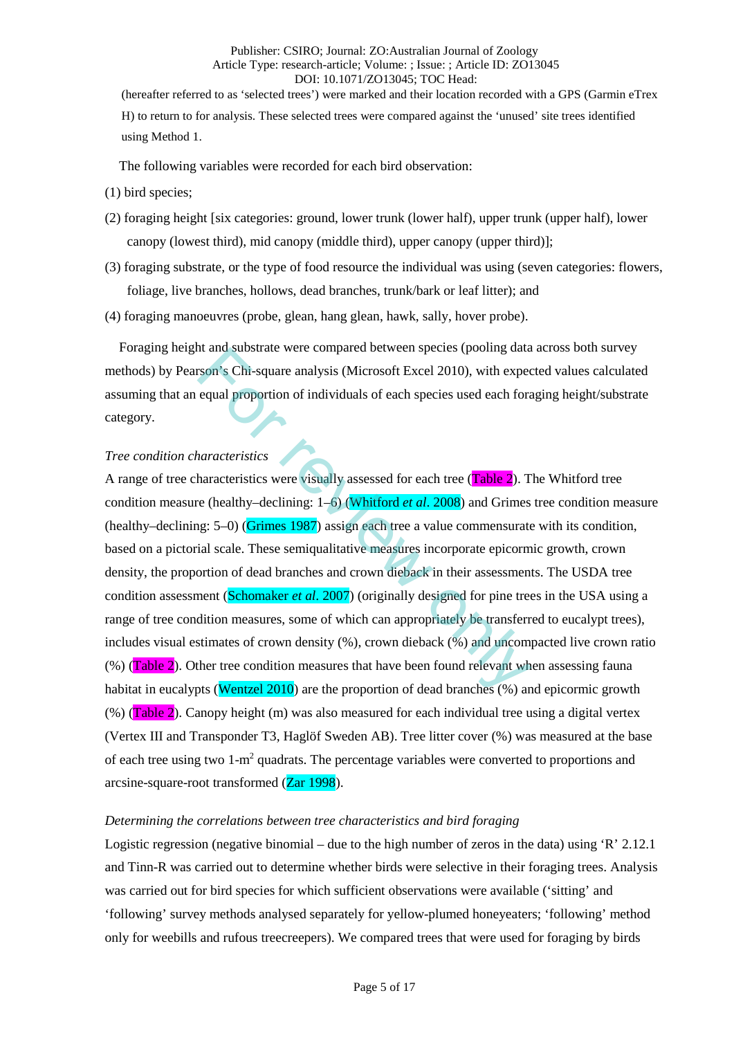(hereafter referred to as 'selected trees') were marked and their location recorded with a GPS (Garmin eTrex H) to return to for analysis. These selected trees were compared against the 'unused' site trees identified using Method 1.

The following variables were recorded for each bird observation:

(1) bird species;

(2) foraging height [six categories: ground, lower trunk (lower half), upper trunk (upper half), lower canopy (lowest third), mid canopy (middle third), upper canopy (upper third)];

(3) foraging substrate, or the type of food resource the individual was using (seven categories: flowers, foliage, live branches, hollows, dead branches, trunk/bark or leaf litter); and

(4) foraging manoeuvres (probe, glean, hang glean, hawk, sally, hover probe).

Foraging height and substrate were compared between species (pooling data across both survey methods) by Pearson's Chi-square analysis (Microsoft Excel 2010), with expected values calculated assuming that an equal proportion of individuals of each species used each foraging height/substrate category.

*Tree condition characteristics*

A range of tree characteristics were visually assessed for each tree (Table 2). The Whitford tree condition measure (healthy–declining: 1–6) (Whitford *et al*. 2008) and Grimes tree condition measure (healthy–declining: 5–0) (Grimes 1987) assign each tree a value commensurate with its condition, based on a pictorial scale. These semiqualitative measures incorporate epicormic growth, crown density, the proportion of dead branches and crown dieback in their assessments. The USDA tree condition assessment (Schomaker *et al*. 2007) (originally designed for pine trees in the USA using a range of tree condition measures, some of which can appropriately be transferred to eucalypt trees), includes visual estimates of crown density (%), crown dieback (%) and uncompacted live crown ratio (%) (Table 2). Other tree condition measures that have been found relevant when assessing fauna habitat in eucalypts (Wentzel 2010) are the proportion of dead branches (%) and epicormic growth (%) (Table 2). Canopy height (m) was also measured for each individual tree using a digital vertex (Vertex III and Transponder T3, Haglöf Sweden AB). Tree litter cover (%) was measured at the base of each tree using two 1-$m^2$ quadrats. The percentage variables were converted to proportions and arcsine-square-root transformed (Zar 1998).

*Determining the correlations between tree characteristics and bird foraging*

Logistic regression (negative binomial – due to the high number of zeros in the data) using 'R' 2.12.1 and Tinn-R was carried out to determine whether birds were selective in their foraging trees. Analysis was carried out for bird species for which sufficient observations were available ('sitting' and 'following' survey methods analysed separately for yellow-plumed honeyeaters; 'following' method only for weebills and rufous treecreepers). We compared trees that were used for foraging by birds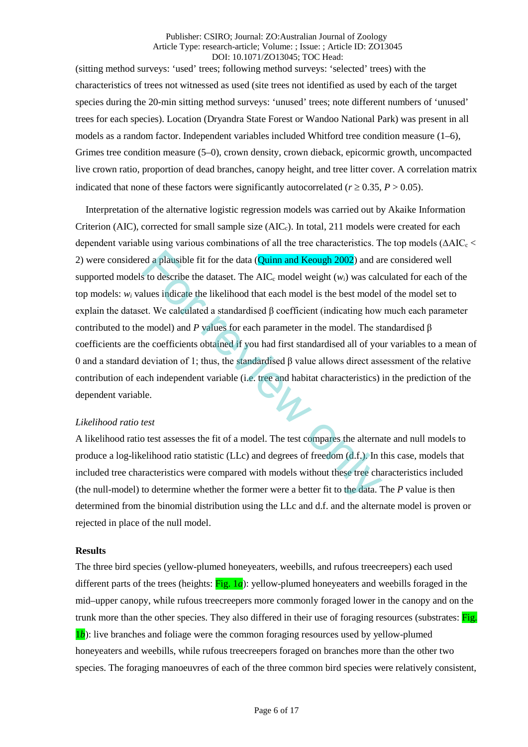(sitting method surveys: 'used' trees; following method surveys: 'selected' trees) with the characteristics of trees not witnessed as used (site trees not identified as used by each of the target species during the 20-min sitting method surveys: 'unused' trees; note different numbers of 'unused' trees for each species). Location (Dryandra State Forest or Wandoo National Park) was present in all models as a random factor. Independent variables included Whitford tree condition measure (1–6), Grimes tree condition measure (5–0), crown density, crown dieback, epicormic growth, uncompacted live crown ratio, proportion of dead branches, canopy height, and tree litter cover. A correlation matrix indicated that none of these factors were significantly autocorrelated ($r \geq 0.35$, $P > 0.05$).

Interpretation of the alternative logistic regression models was carried out by Akaike Information Criterion (AIC), corrected for small sample size ($AIC_c$). In total, 211 models were created for each dependent variable using various combinations of all the tree characteristics. The top models ($\Delta AIC_c < 2$) were considered a plausible fit for the data (Quinn and Keough 2002) and are considered well supported models to describe the dataset. The $AIC_c$ model weight ($w_i$) was calculated for each of the top models: $w_i$ values indicate the likelihood that each model is the best model of the model set to explain the dataset. We calculated a standardised β coefficient (indicating how much each parameter contributed to the model) and *P* values for each parameter in the model. The standardised β coefficients are the coefficients obtained if you had first standardised all of your variables to a mean of 0 and a standard deviation of 1; thus, the standardised β value allows direct assessment of the relative contribution of each independent variable (i.e. tree and habitat characteristics) in the prediction of the dependent variable.

*Likelihood ratio test*

A likelihood ratio test assesses the fit of a model. The test compares the alternate and null models to produce a log-likelihood ratio statistic (LLc) and degrees of freedom (d.f.). In this case, models that included tree characteristics were compared with models without these tree characteristics included (the null-model) to determine whether the former were a better fit to the data. The *P* value is then determined from the binomial distribution using the LLc and d.f. and the alternate model is proven or rejected in place of the null model.

**Results**

The three bird species (yellow-plumed honeyeaters, weebills, and rufous treecreepers) each used different parts of the trees (heights: Fig. 1*a*): yellow-plumed honeyeaters and weebills foraged in the mid–upper canopy, while rufous treecreepers more commonly foraged lower in the canopy and on the trunk more than the other species. They also differed in their use of foraging resources (substrates: Fig. 1*b*): live branches and foliage were the common foraging resources used by yellow-plumed honeyeaters and weebills, while rufous treecreepers foraged on branches more than the other two species. The foraging manoeuvres of each of the three common bird species were relatively consistent,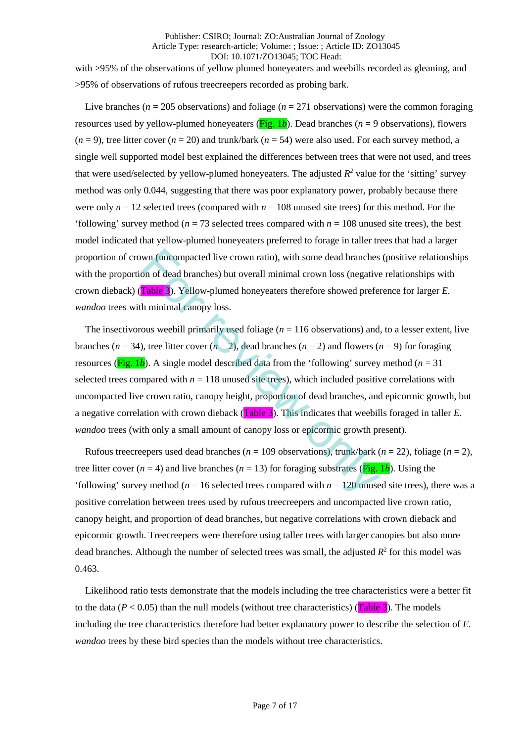with >95% of the observations of yellow plumed honeyeaters and weebills recorded as gleaning, and >95% of observations of rufous treecreepers recorded as probing bark.

Live branches (*n* = 205 observations) and foliage (*n* = 271 observations) were the common foraging resources used by yellow-plumed honeyeaters (Fig. 1*b*). Dead branches (*n* = 9 observations), flowers (*n* = 9), tree litter cover (*n* = 20) and trunk/bark (*n* = 54) were also used. For each survey method, a single well supported model best explained the differences between trees that were not used, and trees that were used/selected by yellow-plumed honeyeaters. The adjusted $R^2$ value for the 'sitting' survey method was only 0.044, suggesting that there was poor explanatory power, probably because there were only *n* = 12 selected trees (compared with *n* = 108 unused site trees) for this method. For the 'following' survey method (*n* = 73 selected trees compared with *n* = 108 unused site trees), the best model indicated that yellow-plumed honeyeaters preferred to forage in taller trees that had a larger proportion of crown (uncompacted live crown ratio), with some dead branches (positive relationships with the proportion of dead branches) but overall minimal crown loss (negative relationships with crown dieback) (Table 3). Yellow-plumed honeyeaters therefore showed preference for larger *E. wandoo* trees with minimal canopy loss.

The insectivorous weebill primarily used foliage (*n* = 116 observations) and, to a lesser extent, live branches (*n* = 34), tree litter cover (*n* = 2), dead branches (*n* = 2) and flowers (*n* = 9) for foraging resources (Fig. 1*b*). A single model described data from the 'following' survey method (*n* = 31 selected trees compared with *n* = 118 unused site trees), which included positive correlations with uncompacted live crown ratio, canopy height, proportion of dead branches, and epicormic growth, but a negative correlation with crown dieback (Table 3). This indicates that weebills foraged in taller *E. wandoo* trees (with only a small amount of canopy loss or epicormic growth present).

Rufous treecreepers used dead branches (*n* = 109 observations), trunk/bark (*n* = 22), foliage (*n* = 2), tree litter cover (*n* = 4) and live branches (*n* = 13) for foraging substrates (Fig. 1*b*). Using the 'following' survey method (*n* = 16 selected trees compared with *n* = 120 unused site trees), there was a positive correlation between trees used by rufous treecreepers and uncompacted live crown ratio, canopy height, and proportion of dead branches, but negative correlations with crown dieback and epicormic growth. Treecreepers were therefore using taller trees with larger canopies but also more dead branches. Although the number of selected trees was small, the adjusted $R^2$ for this model was 0.463.

Likelihood ratio tests demonstrate that the models including the tree characteristics were a better fit to the data ($P < 0.05$) than the null models (without tree characteristics) (Table 3). The models including the tree characteristics therefore had better explanatory power to describe the selection of *E. wandoo* trees by these bird species than the models without tree characteristics.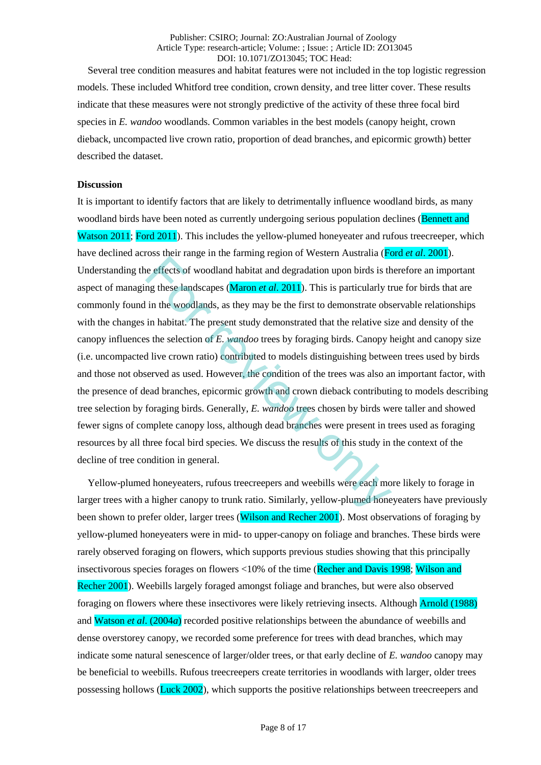Several tree condition measures and habitat features were not included in the top logistic regression models. These included Whitford tree condition, crown density, and tree litter cover. These results indicate that these measures were not strongly predictive of the activity of these three focal bird species in *E. wandoo* woodlands. Common variables in the best models (canopy height, crown dieback, uncompacted live crown ratio, proportion of dead branches, and epicormic growth) better described the dataset.

## Discussion

It is important to identify factors that are likely to detrimentally influence woodland birds, as many woodland birds have been noted as currently undergoing serious population declines (Bennett and Watson 2011; Ford 2011). This includes the yellow-plumed honeyeater and rufous treecreeper, which have declined across their range in the farming region of Western Australia (Ford *et al*. 2001). Understanding the effects of woodland habitat and degradation upon birds is therefore an important aspect of managing these landscapes (Maron *et al*. 2011). This is particularly true for birds that are commonly found in the woodlands, as they may be the first to demonstrate observable relationships with the changes in habitat. The present study demonstrated that the relative size and density of the canopy influences the selection of *E. wandoo* trees by foraging birds. Canopy height and canopy size (i.e. uncompacted live crown ratio) contributed to models distinguishing between trees used by birds and those not observed as used. However, the condition of the trees was also an important factor, with the presence of dead branches, epicormic growth and crown dieback contributing to models describing tree selection by foraging birds. Generally, *E. wandoo* trees chosen by birds were taller and showed fewer signs of complete canopy loss, although dead branches were present in trees used as foraging resources by all three focal bird species. We discuss the results of this study in the context of the decline of tree condition in general.

Yellow-plumed honeyeaters, rufous treecreepers and weebills were each more likely to forage in larger trees with a higher canopy to trunk ratio. Similarly, yellow-plumed honeyeaters have previously been shown to prefer older, larger trees (Wilson and Recher 2001). Most observations of foraging by yellow-plumed honeyeaters were in mid- to upper-canopy on foliage and branches. These birds were rarely observed foraging on flowers, which supports previous studies showing that this principally insectivorous species forages on flowers <10% of the time (Recher and Davis 1998; Wilson and Recher 2001). Weebills largely foraged amongst foliage and branches, but were also observed foraging on flowers where these insectivores were likely retrieving insects. Although Arnold (1988) and Watson *et al*. (2004*a*) recorded positive relationships between the abundance of weebills and dense overstorey canopy, we recorded some preference for trees with dead branches, which may indicate some natural senescence of larger/older trees, or that early decline of *E. wandoo* canopy may be beneficial to weebills. Rufous treecreepers create territories in woodlands with larger, older trees possessing hollows (Luck 2002), which supports the positive relationships between treecreepers and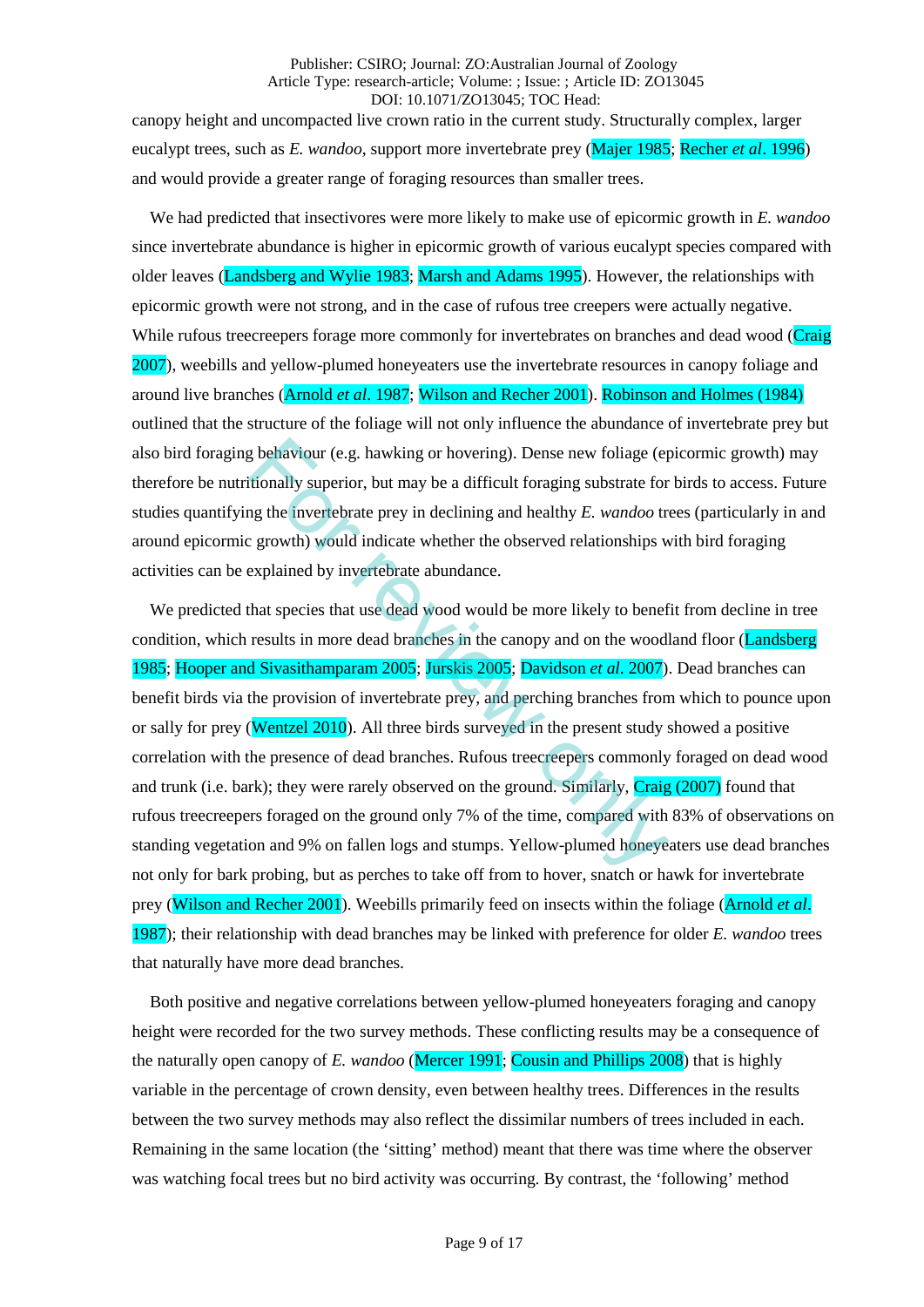canopy height and uncompacted live crown ratio in the current study. Structurally complex, larger eucalypt trees, such as *E. wandoo*, support more invertebrate prey (Majer 1985; Recher *et al*. 1996) and would provide a greater range of foraging resources than smaller trees.

We had predicted that insectivores were more likely to make use of epicormic growth in *E. wandoo* since invertebrate abundance is higher in epicormic growth of various eucalypt species compared with older leaves (Landsberg and Wylie 1983; Marsh and Adams 1995). However, the relationships with epicormic growth were not strong, and in the case of rufous tree creepers were actually negative. While rufous treecreepers forage more commonly for invertebrates on branches and dead wood (Craig 2007), weebills and yellow-plumed honeyeaters use the invertebrate resources in canopy foliage and around live branches (Arnold *et al*. 1987; Wilson and Recher 2001). Robinson and Holmes (1984) outlined that the structure of the foliage will not only influence the abundance of invertebrate prey but also bird foraging behaviour (e.g. hawking or hovering). Dense new foliage (epicormic growth) may therefore be nutritionally superior, but may be a difficult foraging substrate for birds to access. Future studies quantifying the invertebrate prey in declining and healthy *E. wandoo* trees (particularly in and around epicormic growth) would indicate whether the observed relationships with bird foraging activities can be explained by invertebrate abundance.

We predicted that species that use dead wood would be more likely to benefit from decline in tree condition, which results in more dead branches in the canopy and on the woodland floor (Landsberg 1985; Hooper and Sivasithamparam 2005; Jurskis 2005; Davidson *et al*. 2007). Dead branches can benefit birds via the provision of invertebrate prey, and perching branches from which to pounce upon or sally for prey (Wentzel 2010). All three birds surveyed in the present study showed a positive correlation with the presence of dead branches. Rufous treecreepers commonly foraged on dead wood and trunk (i.e. bark); they were rarely observed on the ground. Similarly, Craig (2007) found that rufous treecreepers foraged on the ground only 7% of the time, compared with 83% of observations on standing vegetation and 9% on fallen logs and stumps. Yellow-plumed honeyeaters use dead branches not only for bark probing, but as perches to take off from to hover, snatch or hawk for invertebrate prey (Wilson and Recher 2001). Weebills primarily feed on insects within the foliage (Arnold *et al*. 1987); their relationship with dead branches may be linked with preference for older *E. wandoo* trees that naturally have more dead branches.

Both positive and negative correlations between yellow-plumed honeyeaters foraging and canopy height were recorded for the two survey methods. These conflicting results may be a consequence of the naturally open canopy of *E. wandoo* (Mercer 1991; Cousin and Phillips 2008) that is highly variable in the percentage of crown density, even between healthy trees. Differences in the results between the two survey methods may also reflect the dissimilar numbers of trees included in each. Remaining in the same location (the 'sitting' method) meant that there was time where the observer was watching focal trees but no bird activity was occurring. By contrast, the 'following' method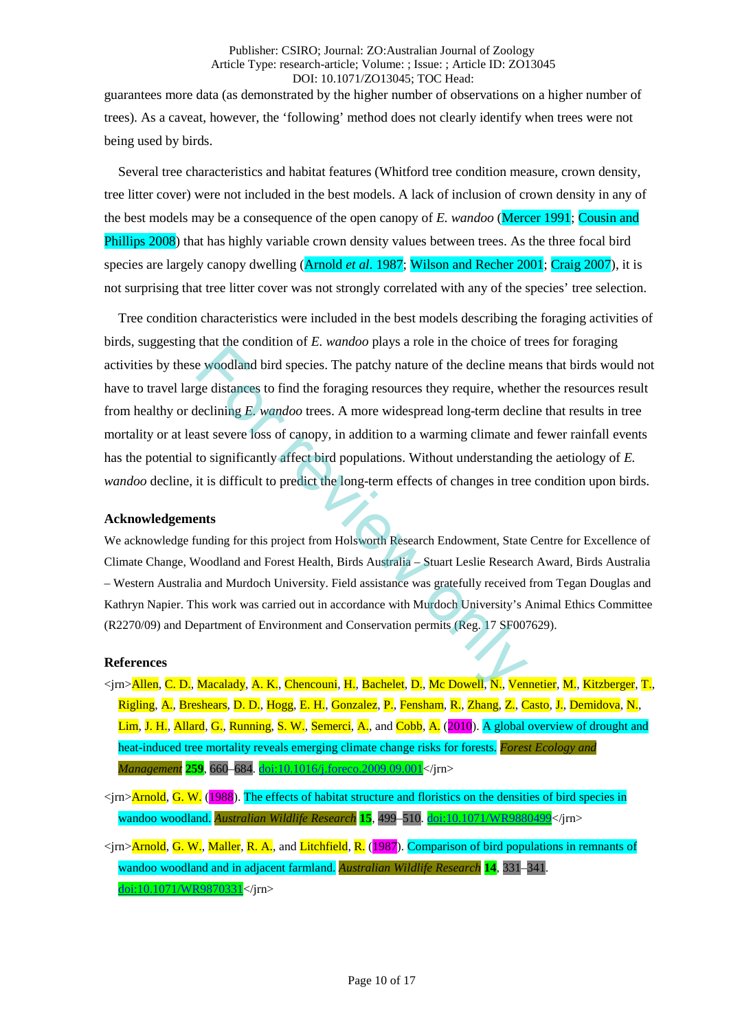guarantees more data (as demonstrated by the higher number of observations on a higher number of trees). As a caveat, however, the 'following' method does not clearly identify when trees were not being used by birds.

Several tree characteristics and habitat features (Whitford tree condition measure, crown density, tree litter cover) were not included in the best models. A lack of inclusion of crown density in any of the best models may be a consequence of the open canopy of *E. wandoo* (Mercer 1991; Cousin and Phillips 2008) that has highly variable crown density values between trees. As the three focal bird species are largely canopy dwelling (Arnold *et al*. 1987; Wilson and Recher 2001; Craig 2007), it is not surprising that tree litter cover was not strongly correlated with any of the species' tree selection.

Tree condition characteristics were included in the best models describing the foraging activities of birds, suggesting that the condition of *E. wandoo* plays a role in the choice of trees for foraging activities by these woodland bird species. The patchy nature of the decline means that birds would not have to travel large distances to find the foraging resources they require, whether the resources result from healthy or declining *E. wandoo* trees. A more widespread long-term decline that results in tree mortality or at least severe loss of canopy, in addition to a warming climate and fewer rainfall events has the potential to significantly affect bird populations. Without understanding the aetiology of *E. wandoo* decline, it is difficult to predict the long-term effects of changes in tree condition upon birds.

## Acknowledgements

We acknowledge funding for this project from Holsworth Research Endowment, State Centre for Excellence of Climate Change, Woodland and Forest Health, Birds Australia – Stuart Leslie Research Award, Birds Australia – Western Australia and Murdoch University. Field assistance was gratefully received from Tegan Douglas and Kathryn Napier. This work was carried out in accordance with Murdoch University's Animal Ethics Committee (R2270/09) and Department of Environment and Conservation permits (Reg. 17 SF007629).

## References

<jrn>Allen, C. D., Macalady, A. K., Chencouni, H., Bachelet, D., Mc Dowell, N., Vennetier, M., Kitzberger, T., Rigling, A., Breshears, D. D., Hogg, E. H., Gonzalez, P., Fensham, R., Zhang, Z., Casto, J., Demidova, N., Lim, J. H., Allard, G., Running, S. W., Semerci, A., and Cobb, A. (2010). A global overview of drought and heat-induced tree mortality reveals emerging climate change risks for forests. *Forest Ecology and Management* **259**, 660–684. doi:10.1016/j.foreco.2009.09.001</jrn>

<jrn>Arnold, G. W. (1988). The effects of habitat structure and floristics on the densities of bird species in wandoo woodland. *Australian Wildlife Research* **15**, 499–510. doi:10.1071/WR9880499</jrn>

<jrn>Arnold, G. W., Maller, R. A., and Litchfield, R. (1987). Comparison of bird populations in remnants of wandoo woodland and in adjacent farmland. *Australian Wildlife Research* **14**, 331–341. doi:10.1071/WR9870331</jrn>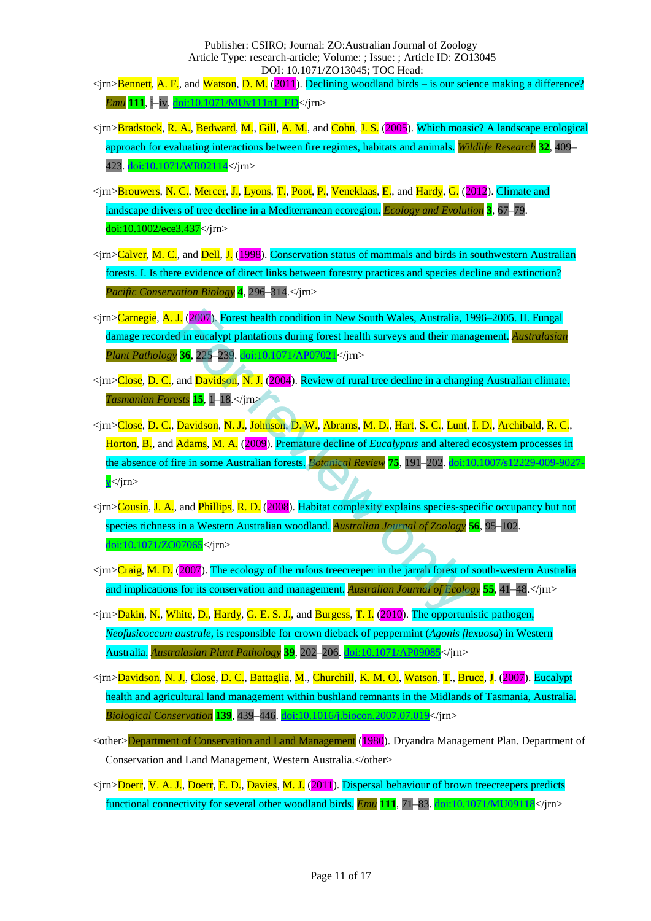<jrn>Bennett, A. F., and Watson, D. M. (2011). Declining woodland birds – is our science making a difference? *Emu* **111**, i–iv. doi:10.1071/MUv111n1_ED</jrn>

<jrn>Bradstock, R. A., Bedward, M., Gill, A. M., and Cohn, J. S. (2005). Which mosaic? A landscape ecological approach for evaluating interactions between fire regimes, habitats and animals. *Wildlife Research* **32**, 409–423. doi:10.1071/WR02114</jrn>

<jrn>Brouwers, N. C., Mercer, J., Lyons, T., Poot, P., Veneklaas, E., and Hardy, G. (2012). Climate and landscape drivers of tree decline in a Mediterranean ecoregion. *Ecology and Evolution* **3**, 67–79. doi:10.1002/ece3.437</jrn>

<jrn>Calver, M. C., and Dell, J. (1998). Conservation status of mammals and birds in southwestern Australian forests. I. Is there evidence of direct links between forestry practices and species decline and extinction? *Pacific Conservation Biology* **4**, 296–314.</jrn>

<jrn>Carnegie, A. J. (2007). Forest health condition in New South Wales, Australia, 1996–2005. II. Fungal damage recorded in eucalypt plantations during forest health surveys and their management. *Australasian Plant Pathology* **36**, 225–239. doi:10.1071/AP07021</jrn>

<jrn>Close, D. C., and Davidson, N. J. (2004). Review of rural tree decline in a changing Australian climate. *Tasmanian Forests* **15**, 1–18.</jrn>

<jrn>Close, D. C., Davidson, N. J., Johnson, D. W., Abrams, M. D., Hart, S. C., Lunt, I. D., Archibald, R. C., Horton, B., and Adams, M. A. (2009). Premature decline of *Eucalyptus* and altered ecosystem processes in the absence of fire in some Australian forests. *Botanical Review* **75**, 191–202. doi:10.1007/s12229-009-9027-y</jrn>

<jrn>Cousin, J. A., and Phillips, R. D. (2008). Habitat complexity explains species-specific occupancy but not species richness in a Western Australian woodland. *Australian Journal of Zoology* **56**, 95–102. doi:10.1071/ZO07065</jrn>

<jrn>Craig, M. D. (2007). The ecology of the rufous treecreeper in the jarrah forest of south-western Australia and implications for its conservation and management. *Australian Journal of Ecology* **55**, 41–48.</jrn>

<jrn>Dakin, N., White, D., Hardy, G. E. S. J., and Burgess, T. I. (2010). The opportunistic pathogen, *Neofusicoccum australe*, is responsible for crown dieback of peppermint (*Agonis flexuosa*) in Western Australia. *Australasian Plant Pathology* **39**, 202–206. doi:10.1071/AP09085</jrn>

<jrn>Davidson, N. J., Close, D. C., Battaglia, M., Churchill, K. M. O., Watson, T., Bruce, J. (2007). Eucalypt health and agricultural land management within bushland remnants in the Midlands of Tasmania, Australia. *Biological Conservation* **139**, 439–446. doi:10.1016/j.biocon.2007.07.019</jrn>

<other>Department of Conservation and Land Management (1980). Dryandra Management Plan. Department of Conservation and Land Management, Western Australia.</other>

<jrn>Doerr, V. A. J., Doerr, E. D., Davies, M. J. (2011). Dispersal behaviour of brown treecreepers predicts functional connectivity for several other woodland birds. *Emu* **111**, 71–83. doi:10.1071/MU09118</jrn>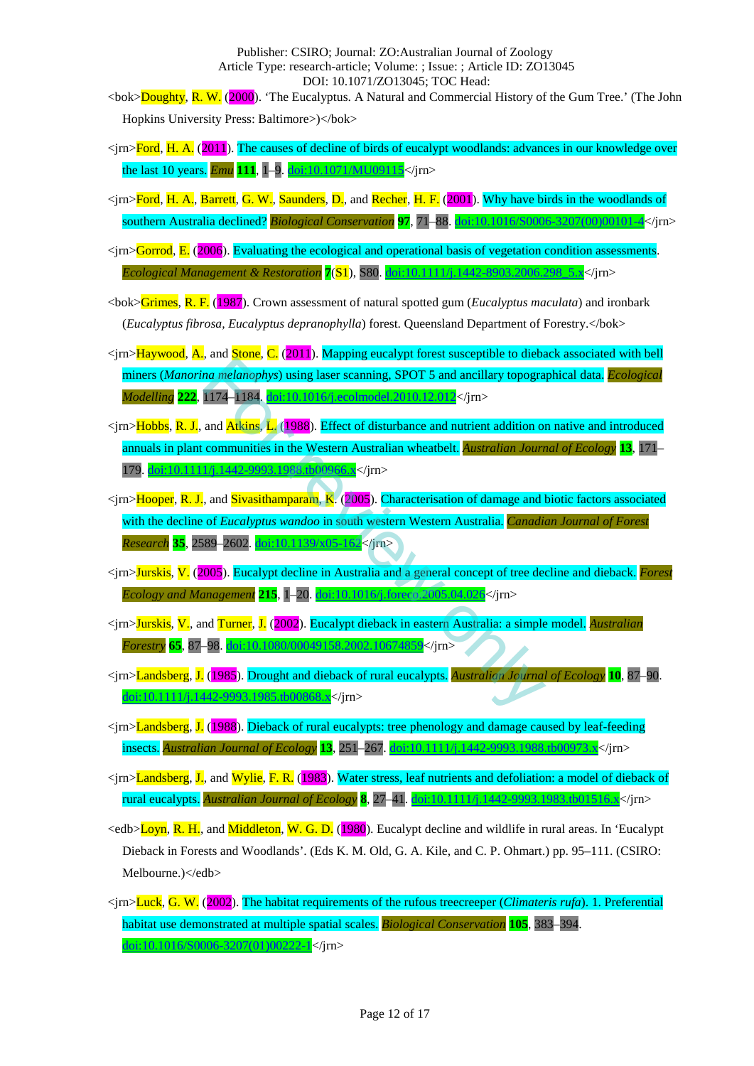<bok>Doughty, R. W. (2000). 'The Eucalyptus. A Natural and Commercial History of the Gum Tree.' (The John Hopkins University Press: Baltimore>)</bok>

<jrn>Ford, H. A. (2011). The causes of decline of birds of eucalypt woodlands: advances in our knowledge over the last 10 years. *Emu* **111**, 1–9. doi:10.1071/MU09115</jrn>

<jrn>Ford, H. A., Barrett, G. W., Saunders, D., and Recher, H. F. (2001). Why have birds in the woodlands of southern Australia declined? *Biological Conservation* **97**, 71–88. doi:10.1016/S0006-3207(00)00101-4</jrn>

<jrn>Gorrod, E. (2006). Evaluating the ecological and operational basis of vegetation condition assessments. *Ecological Management & Restoration* **7**(S1), S80. doi:10.1111/j.1442-8903.2006.298_5.x</jrn>

<bok>Grimes, R. F. (1987). Crown assessment of natural spotted gum (*Eucalyptus maculata*) and ironbark (*Eucalyptus fibrosa, Eucalyptus depranophylla*) forest. Queensland Department of Forestry.</bok>

<jrn>Haywood, A., and Stone, C. (2011). Mapping eucalypt forest susceptible to dieback associated with bell miners (*Manorina melanophys*) using laser scanning, SPOT 5 and ancillary topographical data. *Ecological Modelling* **222**, 1174–1184. doi:10.1016/j.ecolmodel.2010.12.012</jrn>

<jrn>Hobbs, R. J., and Atkins, L. (1988). Effect of disturbance and nutrient addition on native and introduced annuals in plant communities in the Western Australian wheatbelt. *Australian Journal of Ecology* **13**, 171–179. doi:10.1111/j.1442-9993.1988.tb00966.x</jrn>

<jrn>Hooper, R. J., and Sivasithamparam, K. (2005). Characterisation of damage and biotic factors associated with the decline of *Eucalyptus wandoo* in south western Western Australia. *Canadian Journal of Forest Research* **35**, 2589–2602. doi:10.1139/x05-162</jrn>

<jrn>Jurskis, V. (2005). Eucalypt decline in Australia and a general concept of tree decline and dieback. *Forest Ecology and Management* **215**, 1–20. doi:10.1016/j.foreco.2005.04.026</jrn>

<jrn>Jurskis, V., and Turner, J. (2002). Eucalypt dieback in eastern Australia: a simple model. *Australian Forestry* **65**, 87–98. doi:10.1080/00049158.2002.10674859</jrn>

<jrn>Landsberg, J. (1985). Drought and dieback of rural eucalypts. *Australian Journal of Ecology* **10**, 87–90. doi:10.1111/j.1442-9993.1985.tb00868.x</jrn>

<jrn>Landsberg, J. (1988). Dieback of rural eucalypts: tree phenology and damage caused by leaf-feeding insects. *Australian Journal of Ecology* **13**, 251–267. doi:10.1111/j.1442-9993.1988.tb00973.x</jrn>

<jrn>Landsberg, J., and Wylie, F. R. (1983). Water stress, leaf nutrients and defoliation: a model of dieback of rural eucalypts. *Australian Journal of Ecology* **8**, 27–41. doi:10.1111/j.1442-9993.1983.tb01516.x</jrn>

<edb>Loyn, R. H., and Middleton, W. G. D. (1980). Eucalypt decline and wildlife in rural areas. In 'Eucalypt Dieback in Forests and Woodlands'. (Eds K. M. Old, G. A. Kile, and C. P. Ohmart.) pp. 95–111. (CSIRO: Melbourne.)</edb>

<jrn>Luck, G. W. (2002). The habitat requirements of the rufous treecreeper (*Climateris rufa*). 1. Preferential habitat use demonstrated at multiple spatial scales. *Biological Conservation* **105**, 383–394. doi:10.1016/S0006-3207(01)00222-1</jrn>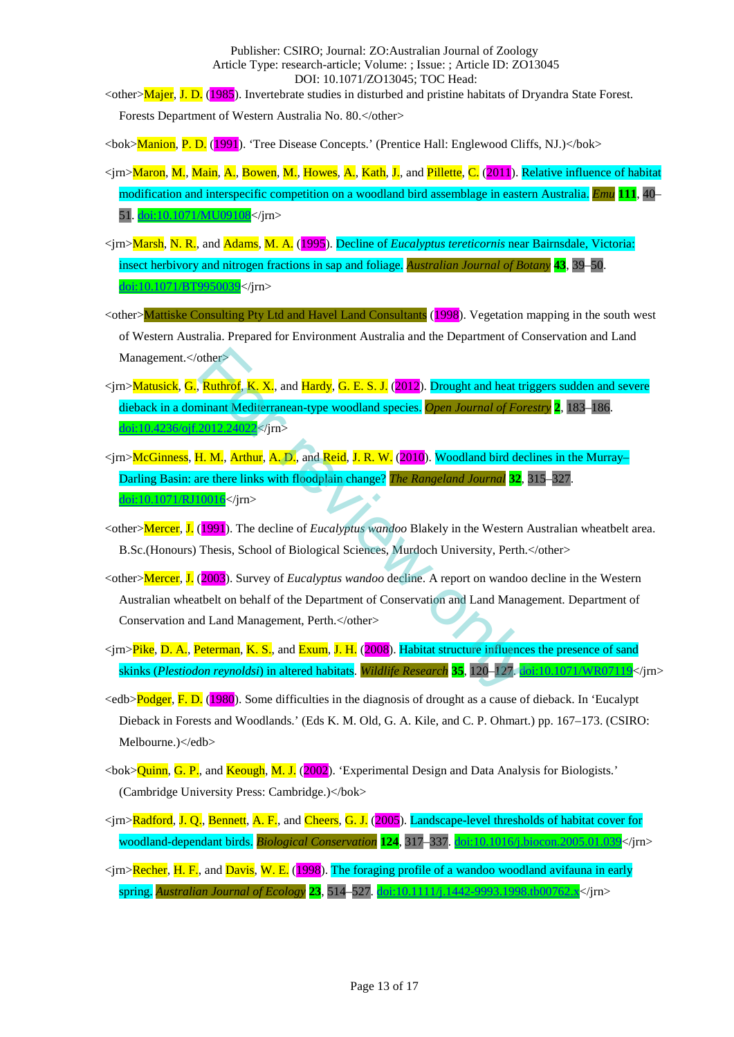<other>Majer, J. D. (1985). Invertebrate studies in disturbed and pristine habitats of Dryandra State Forest. Forests Department of Western Australia No. 80.</other>

<bok>Manion, P. D. (1991). 'Tree Disease Concepts.' (Prentice Hall: Englewood Cliffs, NJ.)</bok>

<jrn>Maron, M., Main, A., Bowen, M., Howes, A., Kath, J., and Pillette, C. (2011). Relative influence of habitat modification and interspecific competition on a woodland bird assemblage in eastern Australia. *Emu* **111**, 40–51. doi:10.1071/MU09108</jrn>

<jrn>Marsh, N. R., and Adams, M. A. (1995). Decline of *Eucalyptus tereticornis* near Bairnsdale, Victoria: insect herbivory and nitrogen fractions in sap and foliage. *Australian Journal of Botany* **43**, 39–50. doi:10.1071/BT9950039</jrn>

<other>Mattiske Consulting Pty Ltd and Havel Land Consultants (1998). Vegetation mapping in the south west of Western Australia. Prepared for Environment Australia and the Department of Conservation and Land Management.</other>

<jrn>Matusick, G., Ruthrof, K. X., and Hardy, G. E. S. J. (2012). Drought and heat triggers sudden and severe dieback in a dominant Mediterranean-type woodland species. *Open Journal of Forestry* **2**, 183–186. doi:10.4236/ojf.2012.24022</jrn>

<jrn>McGinness, H. M., Arthur, A. D., and Reid, J. R. W. (2010). Woodland bird declines in the Murray–Darling Basin: are there links with floodplain change? *The Rangeland Journal* **32**, 315–327. doi:10.1071/RJ10016</jrn>

<other>Mercer, J. (1991). The decline of *Eucalyptus wandoo* Blakely in the Western Australian wheatbelt area. B.Sc.(Honours) Thesis, School of Biological Sciences, Murdoch University, Perth.</other>

<other>Mercer, J. (2003). Survey of *Eucalyptus wandoo* decline. A report on wandoo decline in the Western Australian wheatbelt on behalf of the Department of Conservation and Land Management. Department of Conservation and Land Management, Perth.</other>

<jrn>Pike, D. A., Peterman, K. S., and Exum, J. H. (2008). Habitat structure influences the presence of sand skinks (*Plestiodon reynoldsi*) in altered habitats. *Wildlife Research* **35**, 120–127. doi:10.1071/WR07119</jrn>

<edb>Podger, F. D. (1980). Some difficulties in the diagnosis of drought as a cause of dieback. In 'Eucalypt Dieback in Forests and Woodlands.' (Eds K. M. Old, G. A. Kile, and C. P. Ohmart.) pp. 167–173. (CSIRO: Melbourne.)</edb>

<bok>Quinn, G. P., and Keough, M. J. (2002). 'Experimental Design and Data Analysis for Biologists.' (Cambridge University Press: Cambridge.)</bok>

<jrn>Radford, J. Q., Bennett, A. F., and Cheers, G. J. (2005). Landscape-level thresholds of habitat cover for woodland-dependant birds. *Biological Conservation* **124**, 317–337. doi:10.1016/j.biocon.2005.01.039</jrn>

<jrn>Recher, H. F., and Davis, W. E. (1998). The foraging profile of a wandoo woodland avifauna in early spring. *Australian Journal of Ecology* **23**, 514–527. doi:10.1111/j.1442-9993.1998.tb00762.x</jrn>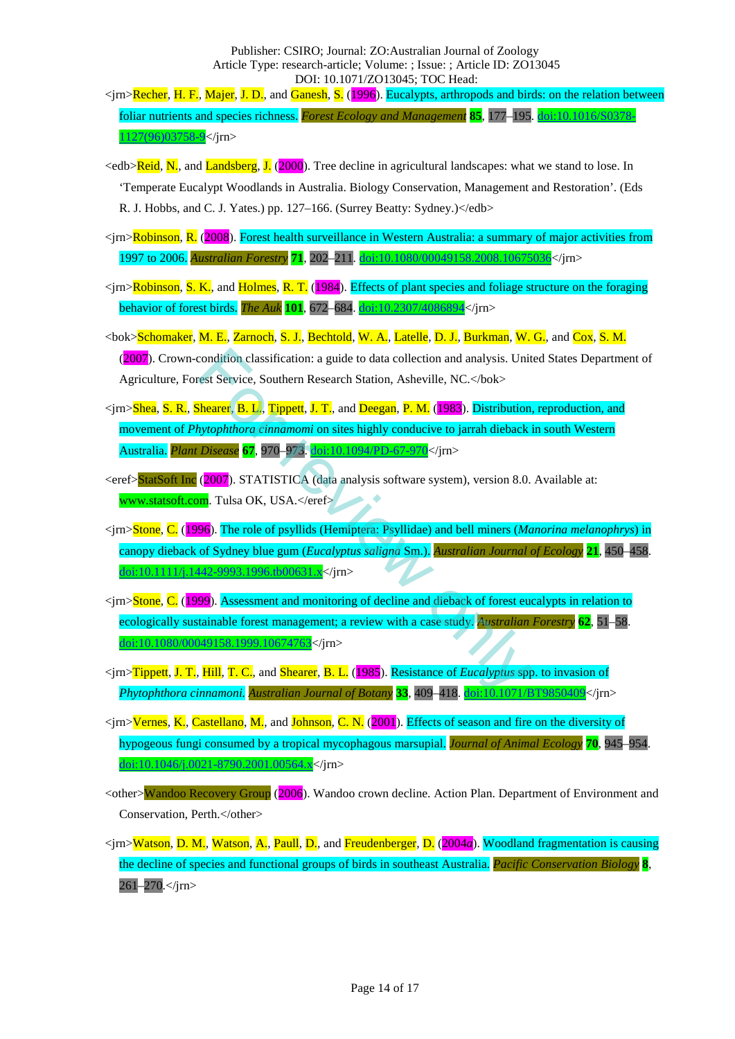<jrn>Recher, H. F., Majer, J. D., and Ganesh, S. (1996). Eucalypts, arthropods and birds: on the relation between foliar nutrients and species richness. *Forest Ecology and Management* **85**, 177–195. doi:10.1016/S0378-1127(96)03758-9</jrn>

<edb>Reid, N., and Landsberg, J. (2000). Tree decline in agricultural landscapes: what we stand to lose. In 'Temperate Eucalypt Woodlands in Australia. Biology Conservation, Management and Restoration'. (Eds R. J. Hobbs, and C. J. Yates.) pp. 127–166. (Surrey Beatty: Sydney.)</edb>

<jrn>Robinson, R. (2008). Forest health surveillance in Western Australia: a summary of major activities from 1997 to 2006. *Australian Forestry* **71**, 202–211. doi:10.1080/00049158.2008.10675036</jrn>

<jrn>Robinson, S. K., and Holmes, R. T. (1984). Effects of plant species and foliage structure on the foraging behavior of forest birds. *The Auk* **101**, 672–684. doi:10.2307/4086894</jrn>

<bok>Schomaker, M. E., Zarnoch, S. J., Bechtold, W. A., Latelle, D. J., Burkman, W. G., and Cox, S. M. (2007). Crown-condition classification: a guide to data collection and analysis. United States Department of Agriculture, Forest Service, Southern Research Station, Asheville, NC.</bok>

<jrn>Shea, S. R., Shearer, B. L., Tippett, J. T., and Deegan, P. M. (1983). Distribution, reproduction, and movement of *Phytophthora cinnamomi* on sites highly conducive to jarrah dieback in south Western Australia. *Plant Disease* **67**, 970–973. doi:10.1094/PD-67-970</jrn>

<eref>StatSoft Inc (2007). STATISTICA (data analysis software system), version 8.0. Available at: www.statsoft.com. Tulsa OK, USA.</eref>

<jrn>Stone, C. (1996). The role of psyllids (Hemiptera: Psyllidae) and bell miners (*Manorina melanophrys*) in canopy dieback of Sydney blue gum (*Eucalyptus saligna* Sm.). *Australian Journal of Ecology* **21**, 450–458. doi:10.1111/j.1442-9993.1996.tb00631.x</jrn>

<jrn>Stone, C. (1999). Assessment and monitoring of decline and dieback of forest eucalypts in relation to ecologically sustainable forest management; a review with a case study. *Australian Forestry* **62**, 51–58. doi:10.1080/00049158.1999.10674763</jrn>

<jrn>Tippett, J. T., Hill, T. C., and Shearer, B. L. (1985). Resistance of *Eucalyptus* spp. to invasion of *Phytophthora cinnamoni*. *Australian Journal of Botany* **33**, 409–418. doi:10.1071/BT9850409</jrn>

<jrn>Vernes, K., Castellano, M., and Johnson, C. N. (2001). Effects of season and fire on the diversity of hypogeous fungi consumed by a tropical mycophagous marsupial. *Journal of Animal Ecology* **70**, 945–954. doi:10.1046/j.0021-8790.2001.00564.x</jrn>

<other>Wandoo Recovery Group (2006). Wandoo crown decline. Action Plan. Department of Environment and Conservation, Perth.</other>

<jrn>Watson, D. M., Watson, A., Paull, D., and Freudenberger, D. (2004*a*). Woodland fragmentation is causing the decline of species and functional groups of birds in southeast Australia. *Pacific Conservation Biology* **8**, 261–270.</jrn>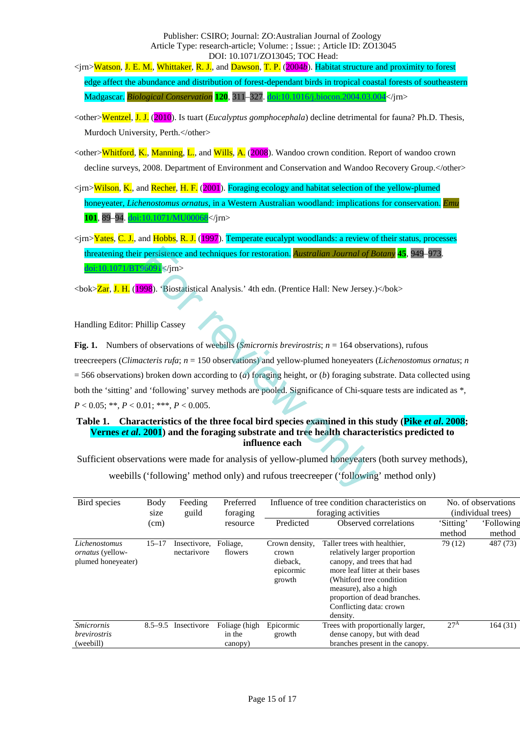<jrn>Watson, J. E. M., Whittaker, R. J., and Dawson, T. P. (2004*b*). Habitat structure and proximity to forest edge affect the abundance and distribution of forest-dependant birds in tropical coastal forests of southeastern Madgascar. *Biological Conservation* **120**, 311–327. doi:10.1016/j.biocon.2004.03.004</jrn>

<other>Wentzel, J. J. (2010). Is tuart (*Eucalyptus gomphocephala*) decline detrimental for fauna? Ph.D. Thesis, Murdoch University, Perth.</other>

<other>Whitford, K., Manning, L., and Wills, A. (2008). Wandoo crown condition. Report of wandoo crown decline surveys, 2008. Department of Environment and Conservation and Wandoo Recovery Group.</other>

<jrn>Wilson, K., and Recher, H. F. (2001). Foraging ecology and habitat selection of the yellow-plumed honeyeater, *Lichenostomus ornatus*, in a Western Australian woodland: implications for conservation. *Emu* **101**, 89–94. doi:10.1071/MU00068</jrn>

<jrn>Yates, C. J., and Hobbs, R. J. (1997). Temperate eucalypt woodlands: a review of their status, processes threatening their persistence and techniques for restoration. *Australian Journal of Botany* **45**, 949–973. doi:10.1071/BT96091</jrn>

<bok>Zar, J. H. (1998). 'Biostatistical Analysis.' 4th edn. (Prentice Hall: New Jersey.)</bok>

Handling Editor: Phillip Cassey

**Fig. 1.** Numbers of observations of weebills (*Smicrornis brevirostris*; $n$ = 164 observations), rufous treecreepers (*Climacteris rufa*; $n$ = 150 observations) and yellow-plumed honeyeaters (*Lichenostomus ornatus*; $n$ = 566 observations) broken down according to (*a*) foraging height, or (*b*) foraging substrate. Data collected using both the 'sitting' and 'following' survey methods are pooled. Significance of Chi-square tests are indicated as *, $P < 0.05$; **, $P < 0.01$; ***, $P < 0.005$.

**Table 1. Characteristics of the three focal bird species examined in this study (Pike *et al*. 2008; Vernes *et al*. 2001) and the foraging substrate and tree health characteristics predicted to influence each**

Sufficient observations were made for analysis of yellow-plumed honeyeaters (both survey methods), weebills ('following' method only) and rufous treecreeper ('following' method only)

| Bird species | Body size (cm) | Feeding guild | Preferred foraging resource | Influence of tree condition characteristics on foraging activities | | No. of observations (individual trees) | |
|---|---|---|---|---|---|---|---|
| | | | | Predicted | Observed correlations | 'Sitting' method | 'Following method |
| *Lichenostomus ornatus* (yellow-plumed honeyeater) | 15–17 | Insectivore, nectarivore | Foliage, flowers | Crown density, crown dieback, epicormic growth | Taller trees with healthier, relatively larger proportion canopy, and trees that had more leaf litter at their bases (Whitford tree condition measure), also a high proportion of dead branches. Conflicting data: crown density. | 79 (12) | 487 (73) |
| *Smicrornis brevirostris* (weebill) | 8.5–9.5 | Insectivore | Foliage (high in the canopy) | Epicormic growth | Trees with proportionally larger, dense canopy, but with dead branches present in the canopy. | 27[A] | 164 (31) |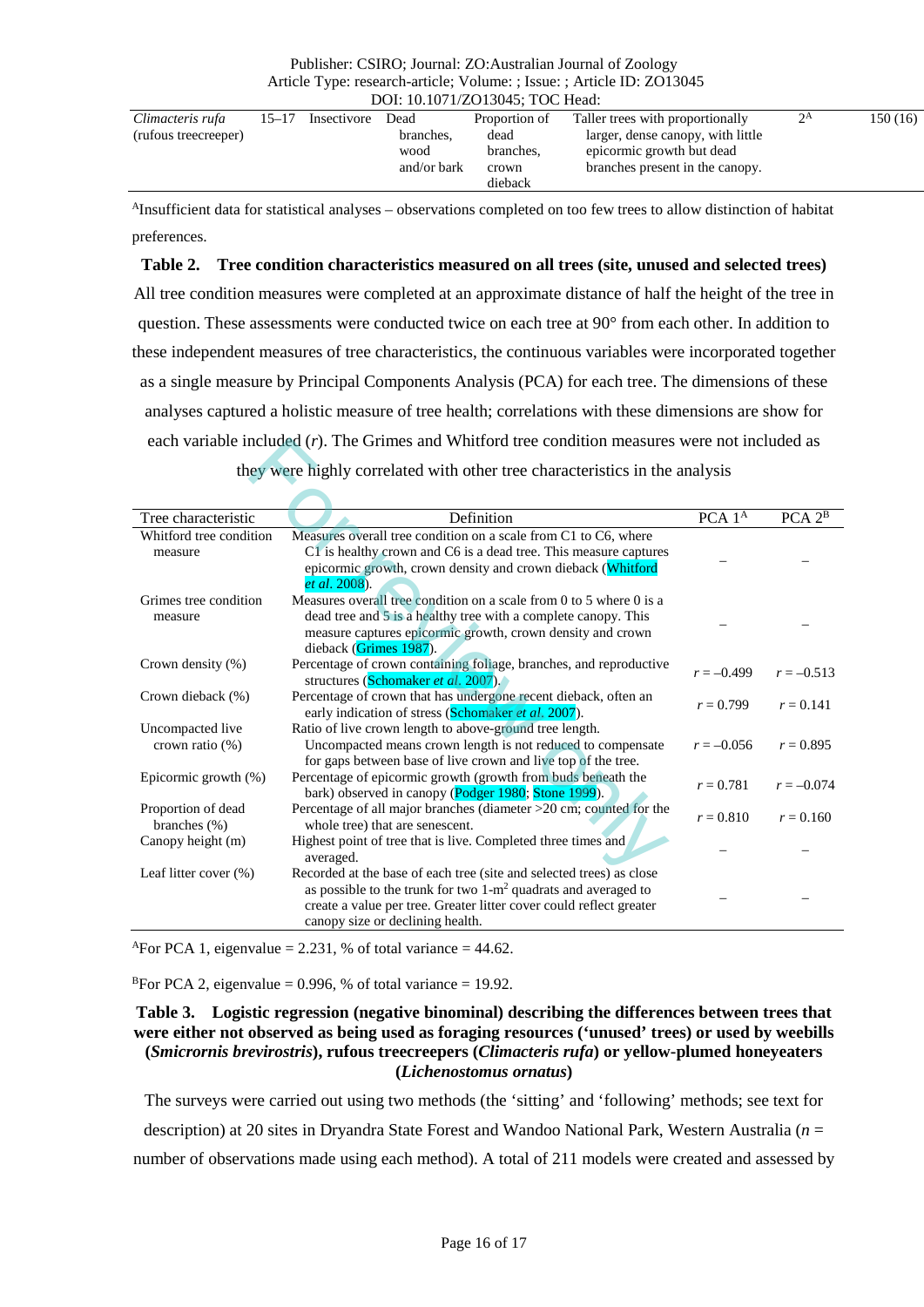| *Climacteris rufa* (rufous treecreeper) | 15–17 | Insectivore | Dead branches, wood and/or bark | Proportion of dead branches, crown dieback | Taller trees with proportionally larger, dense canopy, with little epicormic growth but dead branches present in the canopy. | 2[A] | 150 (16) |
|---|---|---|---|---|---|---|---|

[A]Insufficient data for statistical analyses – observations completed on too few trees to allow distinction of habitat preferences.

**Table 2. Tree condition characteristics measured on all trees (site, unused and selected trees)**

All tree condition measures were completed at an approximate distance of half the height of the tree in question. These assessments were conducted twice on each tree at 90° from each other. In addition to these independent measures of tree characteristics, the continuous variables were incorporated together as a single measure by Principal Components Analysis (PCA) for each tree. The dimensions of these analyses captured a holistic measure of tree health; correlations with these dimensions are show for each variable included (*r*). The Grimes and Whitford tree condition measures were not included as they were highly correlated with other tree characteristics in the analysis

| Tree characteristic | Definition | PCA 1[A] | PCA 2[B] |
|---|---|---|---|
| Whitford tree condition measure | Measures overall tree condition on a scale from C1 to C6, where C1 is healthy crown and C6 is a dead tree. This measure captures epicormic growth, crown density and crown dieback (Whitford *et al*. 2008). | – | – |
| Grimes tree condition measure | Measures overall tree condition on a scale from 0 to 5 where 0 is a dead tree and 5 is a healthy tree with a complete canopy. This measure captures epicormic growth, crown density and crown dieback (Grimes 1987). | – | – |
| Crown density (%) | Percentage of crown containing foliage, branches, and reproductive structures (Schomaker *et al*. 2007). | $r = -0.499$ | $r = -0.513$ |
| Crown dieback (%) | Percentage of crown that has undergone recent dieback, often an early indication of stress (Schomaker *et al*. 2007). | $r = 0.799$ | $r = 0.141$ |
| Uncompacted live crown ratio (%) | Ratio of live crown length to above-ground tree length. Uncompacted means crown length is not reduced to compensate for gaps between base of live crown and live top of the tree. | $r = -0.056$ | $r = 0.895$ |
| Epicormic growth (%) | Percentage of epicormic growth (growth from buds beneath the bark) observed in canopy (Podger 1980; Stone 1999). | $r = 0.781$ | $r = -0.074$ |
| Proportion of dead branches (%) | Percentage of all major branches (diameter >20 cm; counted for the whole tree) that are senescent. | $r = 0.810$ | $r = 0.160$ |
| Canopy height (m) | Highest point of tree that is live. Completed three times and averaged. | – | – |
| Leaf litter cover (%) | Recorded at the base of each tree (site and selected trees) as close as possible to the trunk for two 1-m$^2$ quadrats and averaged to create a value per tree. Greater litter cover could reflect greater canopy size or declining health. | – | – |

[A]For PCA 1, eigenvalue = 2.231, % of total variance = 44.62.

[B]For PCA 2, eigenvalue = 0.996, % of total variance = 19.92.

**Table 3. Logistic regression (negative binominal) describing the differences between trees that were either not observed as being used as foraging resources ('unused' trees) or used by weebills (*Smicrornis brevirostris*), rufous treecreepers (*Climacteris rufa*) or yellow-plumed honeyeaters (*Lichenostomus ornatus*)**

The surveys were carried out using two methods (the 'sitting' and 'following' methods; see text for description) at 20 sites in Dryandra State Forest and Wandoo National Park, Western Australia (*n* = number of observations made using each method). A total of 211 models were created and assessed by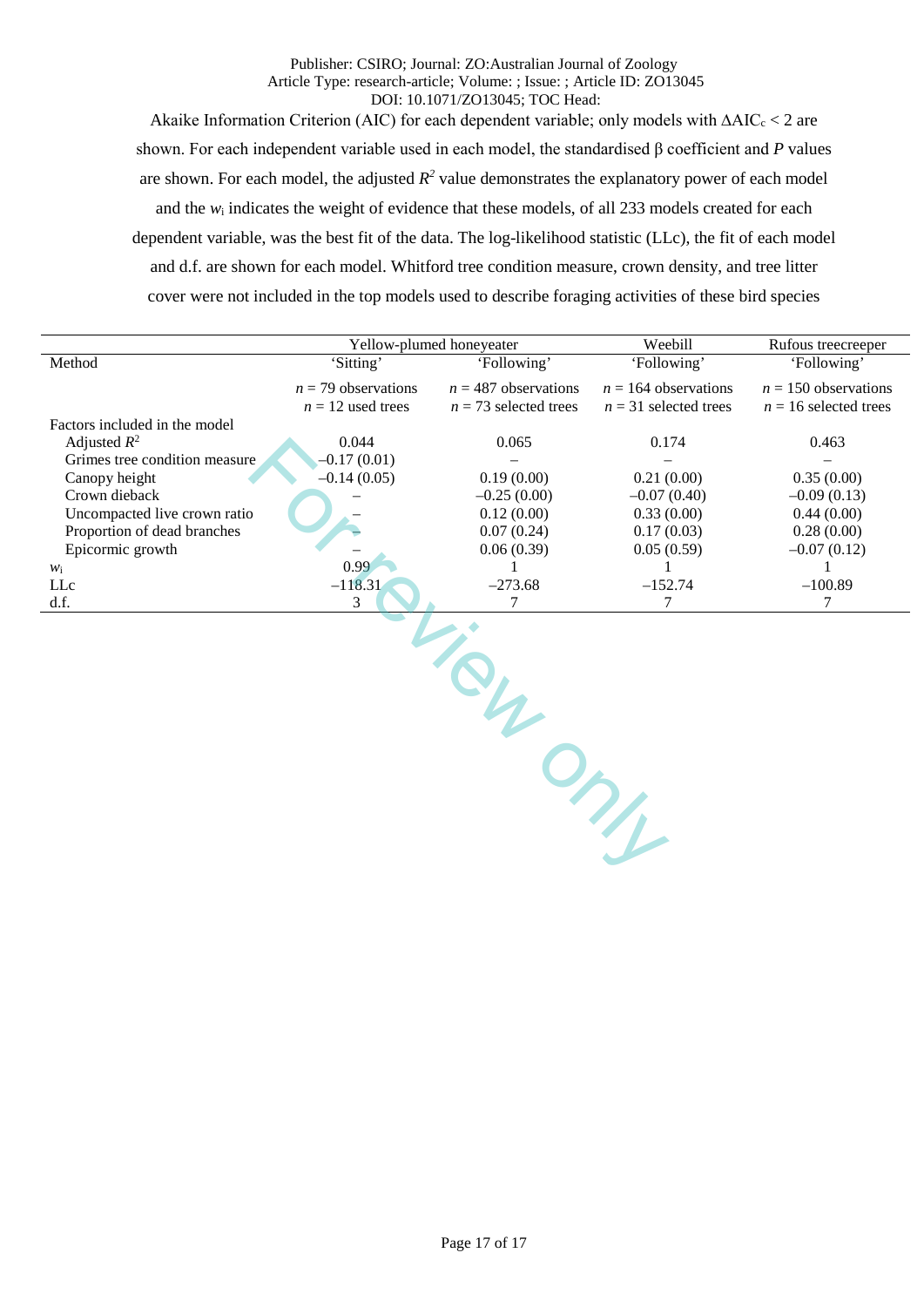Akaike Information Criterion (AIC) for each dependent variable; only models with $\Delta AIC_c < 2$ are shown. For each independent variable used in each model, the standardised β coefficient and *P* values are shown. For each model, the adjusted $R^2$ value demonstrates the explanatory power of each model and the $w_i$ indicates the weight of evidence that these models, of all 233 models created for each dependent variable, was the best fit of the data. The log-likelihood statistic (LLc), the fit of each model and d.f. are shown for each model. Whitford tree condition measure, crown density, and tree litter cover were not included in the top models used to describe foraging activities of these bird species

| | Yellow-plumed honeyeater | | Weebill | Rufous treecreeper |
|---|---|---|---|---|
| Method | 'Sitting' | 'Following' | 'Following' | 'Following' |
| | $n$ = 79 observations $n$ = 12 used trees | $n$ = 487 observations $n$ = 73 selected trees | $n$ = 164 observations $n$ = 31 selected trees | $n$ = 150 observations $n$ = 16 selected trees |
| Factors included in the model | | | | |
| Adjusted $R^2$ | 0.044 | 0.065 | 0.174 | 0.463 |
| Grimes tree condition measure | –0.17 (0.01) | – | – | – |
| Canopy height | –0.14 (0.05) | 0.19 (0.00) | 0.21 (0.00) | 0.35 (0.00) |
| Crown dieback | – | –0.25 (0.00) | –0.07 (0.40) | –0.09 (0.13) |
| Uncompacted live crown ratio | – | 0.12 (0.00) | 0.33 (0.00) | 0.44 (0.00) |
| Proportion of dead branches | – | 0.07 (0.24) | 0.17 (0.03) | 0.28 (0.00) |
| Epicormic growth | – | 0.06 (0.39) | 0.05 (0.59) | –0.07 (0.12) |
| $w_i$ | 0.99 | 1 | 1 | 1 |
| LLc | –118.31 | –273.68 | –152.74 | –100.89 |
| d.f. | 3 | 7 | 7 | 7 |